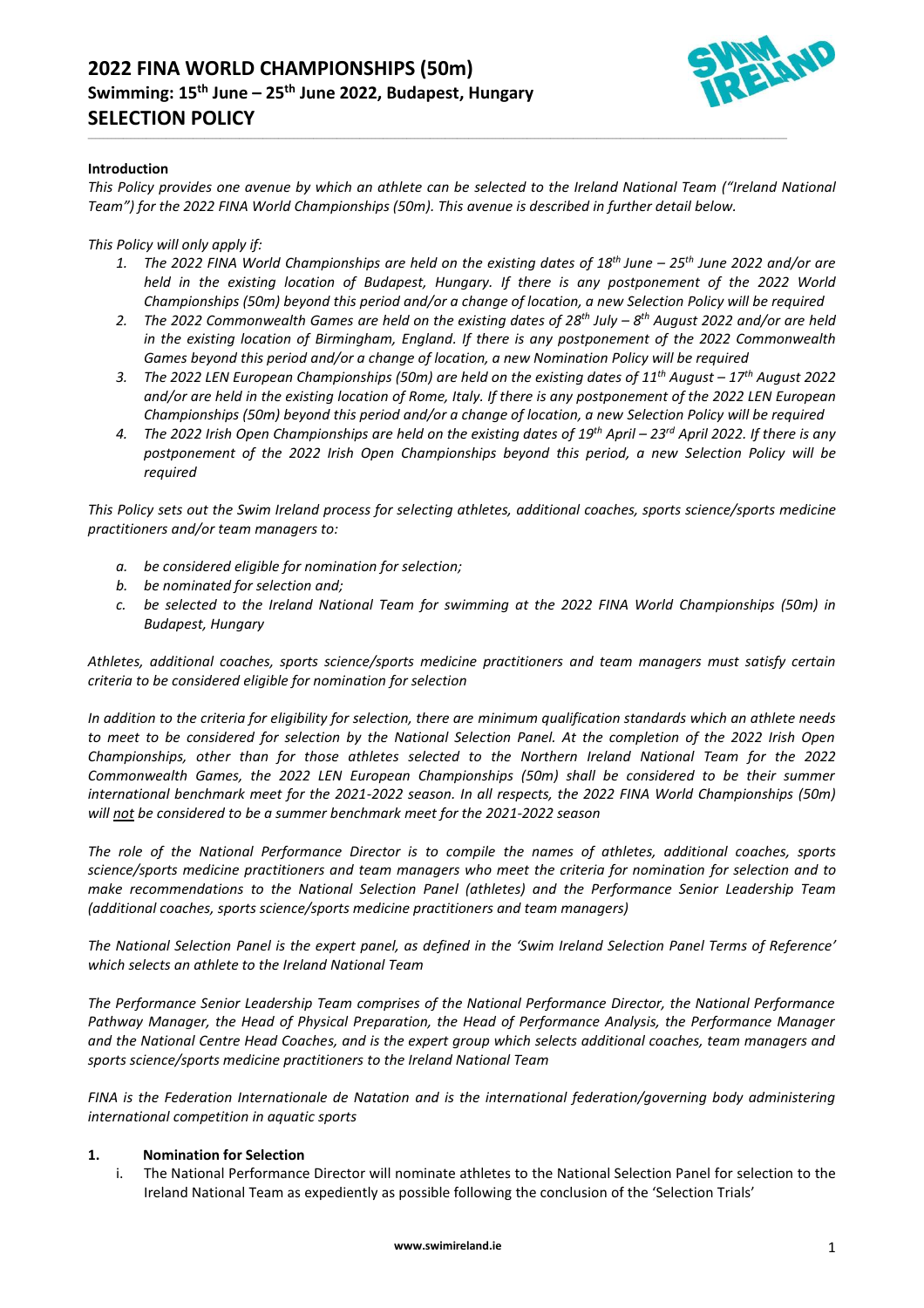# 2022 FINA WORLD CHAMPIONSHIPS (50m)
## Swimming: 15th June – 25th June 2022, Budapest, Hungary
## SELECTION POLICY

**Introduction**

*This Policy provides one avenue by which an athlete can be selected to the Ireland National Team ("Ireland National Team") for the 2022 FINA World Championships (50m). This avenue is described in further detail below.*

*This Policy will only apply if:*

1. *The 2022 FINA World Championships are held on the existing dates of 18th June – 25th June 2022 and/or are held in the existing location of Budapest, Hungary. If there is any postponement of the 2022 World Championships (50m) beyond this period and/or a change of location, a new Selection Policy will be required*
2. *The 2022 Commonwealth Games are held on the existing dates of 28th July – 8th August 2022 and/or are held in the existing location of Birmingham, England. If there is any postponement of the 2022 Commonwealth Games beyond this period and/or a change of location, a new Nomination Policy will be required*
3. *The 2022 LEN European Championships (50m) are held on the existing dates of 11th August – 17th August 2022 and/or are held in the existing location of Rome, Italy. If there is any postponement of the 2022 LEN European Championships (50m) beyond this period and/or a change of location, a new Selection Policy will be required*
4. *The 2022 Irish Open Championships are held on the existing dates of 19th April – 23rd April 2022. If there is any postponement of the 2022 Irish Open Championships beyond this period, a new Selection Policy will be required*

*This Policy sets out the Swim Ireland process for selecting athletes, additional coaches, sports science/sports medicine practitioners and/or team managers to:*

a. *be considered eligible for nomination for selection;*
b. *be nominated for selection and;*
c. *be selected to the Ireland National Team for swimming at the 2022 FINA World Championships (50m) in Budapest, Hungary*

*Athletes, additional coaches, sports science/sports medicine practitioners and team managers must satisfy certain criteria to be considered eligible for nomination for selection*

*In addition to the criteria for eligibility for selection, there are minimum qualification standards which an athlete needs to meet to be considered for selection by the National Selection Panel. At the completion of the 2022 Irish Open Championships, other than for those athletes selected to the Northern Ireland National Team for the 2022 Commonwealth Games, the 2022 LEN European Championships (50m) shall be considered to be their summer international benchmark meet for the 2021-2022 season. In all respects, the 2022 FINA World Championships (50m) will <u>not</u> be considered to be a summer benchmark meet for the 2021-2022 season*

*The role of the National Performance Director is to compile the names of athletes, additional coaches, sports science/sports medicine practitioners and team managers who meet the criteria for nomination for selection and to make recommendations to the National Selection Panel (athletes) and the Performance Senior Leadership Team (additional coaches, sports science/sports medicine practitioners and team managers)*

*The National Selection Panel is the expert panel, as defined in the 'Swim Ireland Selection Panel Terms of Reference' which selects an athlete to the Ireland National Team*

*The Performance Senior Leadership Team comprises of the National Performance Director, the National Performance Pathway Manager, the Head of Physical Preparation, the Head of Performance Analysis, the Performance Manager and the National Centre Head Coaches, and is the expert group which selects additional coaches, team managers and sports science/sports medicine practitioners to the Ireland National Team*

*FINA is the Federation Internationale de Natation and is the international federation/governing body administering international competition in aquatic sports*

**1. Nomination for Selection**

i. The National Performance Director will nominate athletes to the National Selection Panel for selection to the Ireland National Team as expediently as possible following the conclusion of the 'Selection Trials'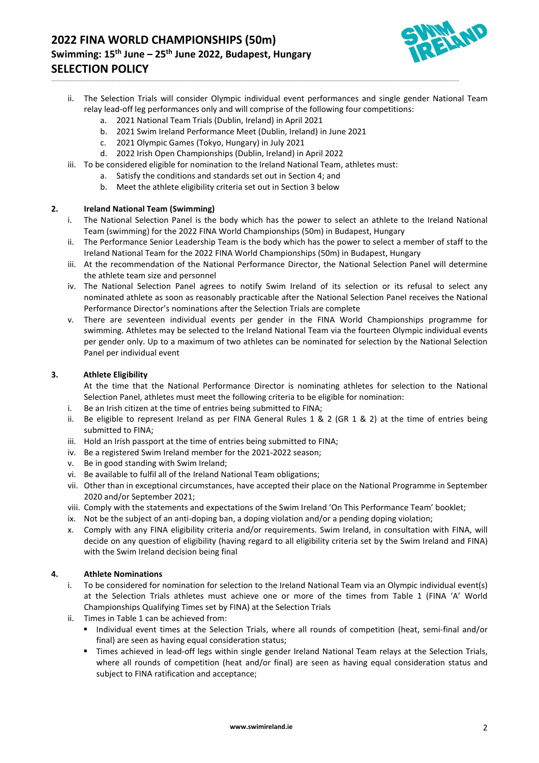ii. The Selection Trials will consider Olympic individual event performances and single gender National Team relay lead-off leg performances only and will comprise of the following four competitions:
    a. 2021 National Team Trials (Dublin, Ireland) in April 2021
    b. 2021 Swim Ireland Performance Meet (Dublin, Ireland) in June 2021
    c. 2021 Olympic Games (Tokyo, Hungary) in July 2021
    d. 2022 Irish Open Championships (Dublin, Ireland) in April 2022

iii. To be considered eligible for nomination to the Ireland National Team, athletes must:
    a. Satisfy the conditions and standards set out in Section 4; and
    b. Meet the athlete eligibility criteria set out in Section 3 below

## 2. Ireland National Team (Swimming)

i. The National Selection Panel is the body which has the power to select an athlete to the Ireland National Team (swimming) for the 2022 FINA World Championships (50m) in Budapest, Hungary

ii. The Performance Senior Leadership Team is the body which has the power to select a member of staff to the Ireland National Team for the 2022 FINA World Championships (50m) in Budapest, Hungary

iii. At the recommendation of the National Performance Director, the National Selection Panel will determine the athlete team size and personnel

iv. The National Selection Panel agrees to notify Swim Ireland of its selection or its refusal to select any nominated athlete as soon as reasonably practicable after the National Selection Panel receives the National Performance Director's nominations after the Selection Trials are complete

v. There are seventeen individual events per gender in the FINA World Championships programme for swimming. Athletes may be selected to the Ireland National Team via the fourteen Olympic individual events per gender only. Up to a maximum of two athletes can be nominated for selection by the National Selection Panel per individual event

## 3. Athlete Eligibility

At the time that the National Performance Director is nominating athletes for selection to the National Selection Panel, athletes must meet the following criteria to be eligible for nomination:

i. Be an Irish citizen at the time of entries being submitted to FINA;

ii. Be eligible to represent Ireland as per FINA General Rules 1 & 2 (GR 1 & 2) at the time of entries being submitted to FINA;

iii. Hold an Irish passport at the time of entries being submitted to FINA;

iv. Be a registered Swim Ireland member for the 2021-2022 season;

v. Be in good standing with Swim Ireland;

vi. Be available to fulfil all of the Ireland National Team obligations;

vii. Other than in exceptional circumstances, have accepted their place on the National Programme in September 2020 and/or September 2021;

viii. Comply with the statements and expectations of the Swim Ireland 'On This Performance Team' booklet;

ix. Not be the subject of an anti-doping ban, a doping violation and/or a pending doping violation;

x. Comply with any FINA eligibility criteria and/or requirements. Swim Ireland, in consultation with FINA, will decide on any question of eligibility (having regard to all eligibility criteria set by the Swim Ireland and FINA) with the Swim Ireland decision being final

## 4. Athlete Nominations

i. To be considered for nomination for selection to the Ireland National Team via an Olympic individual event(s) at the Selection Trials athletes must achieve one or more of the times from Table 1 (FINA 'A' World Championships Qualifying Times set by FINA) at the Selection Trials

ii. Times in Table 1 can be achieved from:
   - Individual event times at the Selection Trials, where all rounds of competition (heat, semi-final and/or final) are seen as having equal consideration status;
   - Times achieved in lead-off legs within single gender Ireland National Team relays at the Selection Trials, where all rounds of competition (heat and/or final) are seen as having equal consideration status and subject to FINA ratification and acceptance;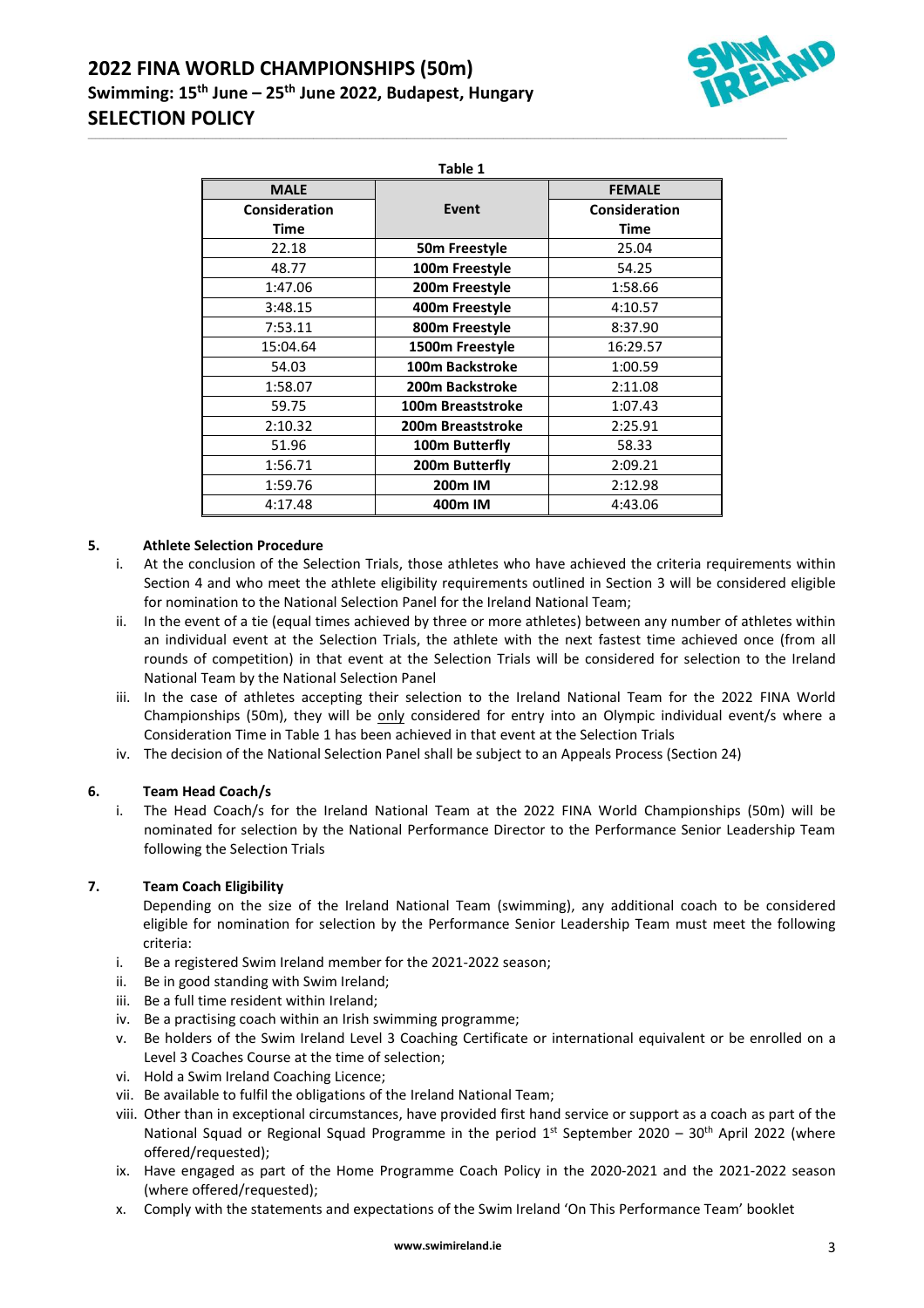**Table 1**

| MALE Consideration Time | Event | FEMALE Consideration Time |
|---|---|---|
| 22.18 | **50m Freestyle** | 25.04 |
| 48.77 | **100m Freestyle** | 54.25 |
| 1:47.06 | **200m Freestyle** | 1:58.66 |
| 3:48.15 | **400m Freestyle** | 4:10.57 |
| 7:53.11 | **800m Freestyle** | 8:37.90 |
| 15:04.64 | **1500m Freestyle** | 16:29.57 |
| 54.03 | **100m Backstroke** | 1:00.59 |
| 1:58.07 | **200m Backstroke** | 2:11.08 |
| 59.75 | **100m Breaststroke** | 1:07.43 |
| 2:10.32 | **200m Breaststroke** | 2:25.91 |
| 51.96 | **100m Butterfly** | 58.33 |
| 1:56.71 | **200m Butterfly** | 2:09.21 |
| 1:59.76 | **200m IM** | 2:12.98 |
| 4:17.48 | **400m IM** | 4:43.06 |

## 5. Athlete Selection Procedure

i. At the conclusion of the Selection Trials, those athletes who have achieved the criteria requirements within Section 4 and who meet the athlete eligibility requirements outlined in Section 3 will be considered eligible for nomination to the National Selection Panel for the Ireland National Team;

ii. In the event of a tie (equal times achieved by three or more athletes) between any number of athletes within an individual event at the Selection Trials, the athlete with the next fastest time achieved once (from all rounds of competition) in that event at the Selection Trials will be considered for selection to the Ireland National Team by the National Selection Panel

iii. In the case of athletes accepting their selection to the Ireland National Team for the 2022 FINA World Championships (50m), they will be only considered for entry into an Olympic individual event/s where a Consideration Time in Table 1 has been achieved in that event at the Selection Trials

iv. The decision of the National Selection Panel shall be subject to an Appeals Process (Section 24)

## 6. Team Head Coach/s

i. The Head Coach/s for the Ireland National Team at the 2022 FINA World Championships (50m) will be nominated for selection by the National Performance Director to the Performance Senior Leadership Team following the Selection Trials

## 7. Team Coach Eligibility

Depending on the size of the Ireland National Team (swimming), any additional coach to be considered eligible for nomination for selection by the Performance Senior Leadership Team must meet the following criteria:

i. Be a registered Swim Ireland member for the 2021-2022 season;

ii. Be in good standing with Swim Ireland;

iii. Be a full time resident within Ireland;

iv. Be a practising coach within an Irish swimming programme;

v. Be holders of the Swim Ireland Level 3 Coaching Certificate or international equivalent or be enrolled on a Level 3 Coaches Course at the time of selection;

vi. Hold a Swim Ireland Coaching Licence;

vii. Be available to fulfil the obligations of the Ireland National Team;

viii. Other than in exceptional circumstances, have provided first hand service or support as a coach as part of the National Squad or Regional Squad Programme in the period 1st September 2020 – 30th April 2022 (where offered/requested);

ix. Have engaged as part of the Home Programme Coach Policy in the 2020-2021 and the 2021-2022 season (where offered/requested);

x. Comply with the statements and expectations of the Swim Ireland 'On This Performance Team' booklet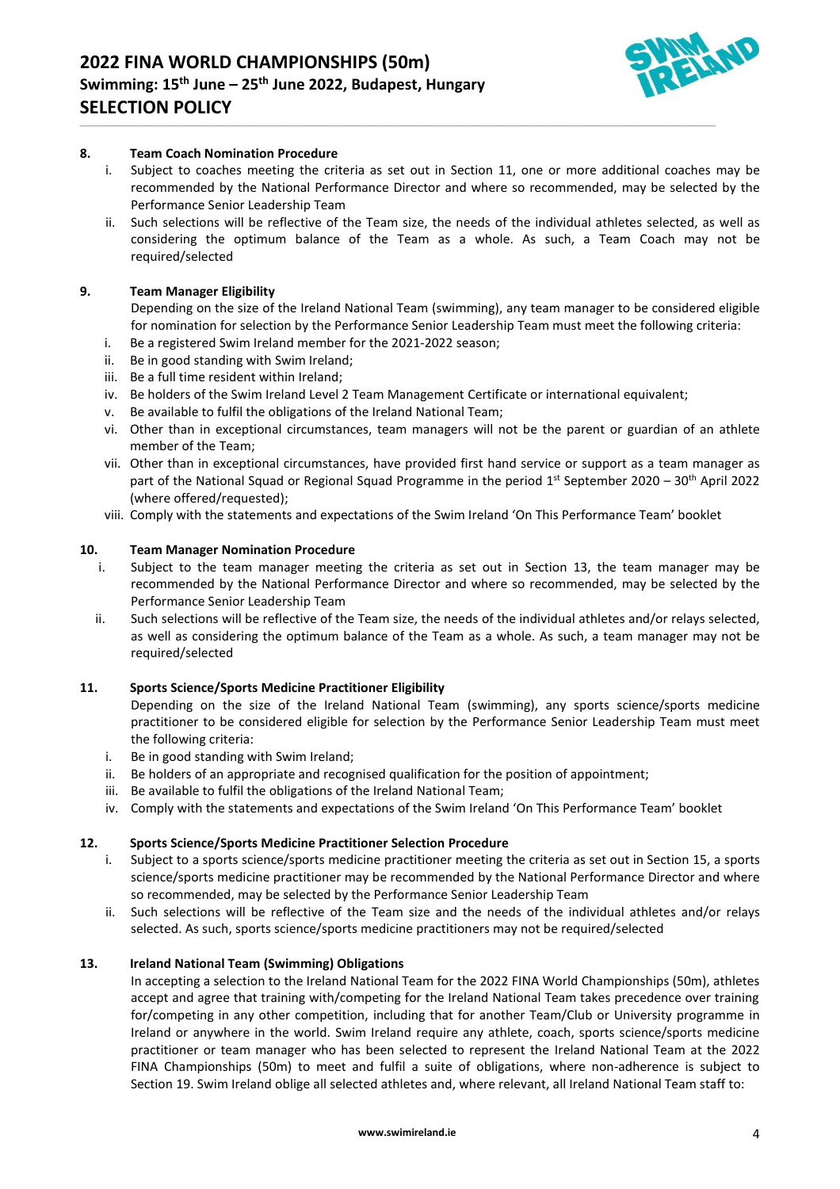**8. Team Coach Nomination Procedure**

i. Subject to coaches meeting the criteria as set out in Section 11, one or more additional coaches may be recommended by the National Performance Director and where so recommended, may be selected by the Performance Senior Leadership Team

ii. Such selections will be reflective of the Team size, the needs of the individual athletes selected, as well as considering the optimum balance of the Team as a whole. As such, a Team Coach may not be required/selected

**9. Team Manager Eligibility**

Depending on the size of the Ireland National Team (swimming), any team manager to be considered eligible for nomination for selection by the Performance Senior Leadership Team must meet the following criteria:

i. Be a registered Swim Ireland member for the 2021-2022 season;
ii. Be in good standing with Swim Ireland;
iii. Be a full time resident within Ireland;
iv. Be holders of the Swim Ireland Level 2 Team Management Certificate or international equivalent;
v. Be available to fulfil the obligations of the Ireland National Team;
vi. Other than in exceptional circumstances, team managers will not be the parent or guardian of an athlete member of the Team;
vii. Other than in exceptional circumstances, have provided first hand service or support as a team manager as part of the National Squad or Regional Squad Programme in the period 1st September 2020 – 30th April 2022 (where offered/requested);
viii. Comply with the statements and expectations of the Swim Ireland 'On This Performance Team' booklet

**10. Team Manager Nomination Procedure**

i. Subject to the team manager meeting the criteria as set out in Section 13, the team manager may be recommended by the National Performance Director and where so recommended, may be selected by the Performance Senior Leadership Team

ii. Such selections will be reflective of the Team size, the needs of the individual athletes and/or relays selected, as well as considering the optimum balance of the Team as a whole. As such, a team manager may not be required/selected

**11. Sports Science/Sports Medicine Practitioner Eligibility**

Depending on the size of the Ireland National Team (swimming), any sports science/sports medicine practitioner to be considered eligible for selection by the Performance Senior Leadership Team must meet the following criteria:

i. Be in good standing with Swim Ireland;
ii. Be holders of an appropriate and recognised qualification for the position of appointment;
iii. Be available to fulfil the obligations of the Ireland National Team;
iv. Comply with the statements and expectations of the Swim Ireland 'On This Performance Team' booklet

**12. Sports Science/Sports Medicine Practitioner Selection Procedure**

i. Subject to a sports science/sports medicine practitioner meeting the criteria as set out in Section 15, a sports science/sports medicine practitioner may be recommended by the National Performance Director and where so recommended, may be selected by the Performance Senior Leadership Team

ii. Such selections will be reflective of the Team size and the needs of the individual athletes and/or relays selected. As such, sports science/sports medicine practitioners may not be required/selected

**13. Ireland National Team (Swimming) Obligations**

In accepting a selection to the Ireland National Team for the 2022 FINA World Championships (50m), athletes accept and agree that training with/competing for the Ireland National Team takes precedence over training for/competing in any other competition, including that for another Team/Club or University programme in Ireland or anywhere in the world. Swim Ireland require any athlete, coach, sports science/sports medicine practitioner or team manager who has been selected to represent the Ireland National Team at the 2022 FINA Championships (50m) to meet and fulfil a suite of obligations, where non-adherence is subject to Section 19. Swim Ireland oblige all selected athletes and, where relevant, all Ireland National Team staff to: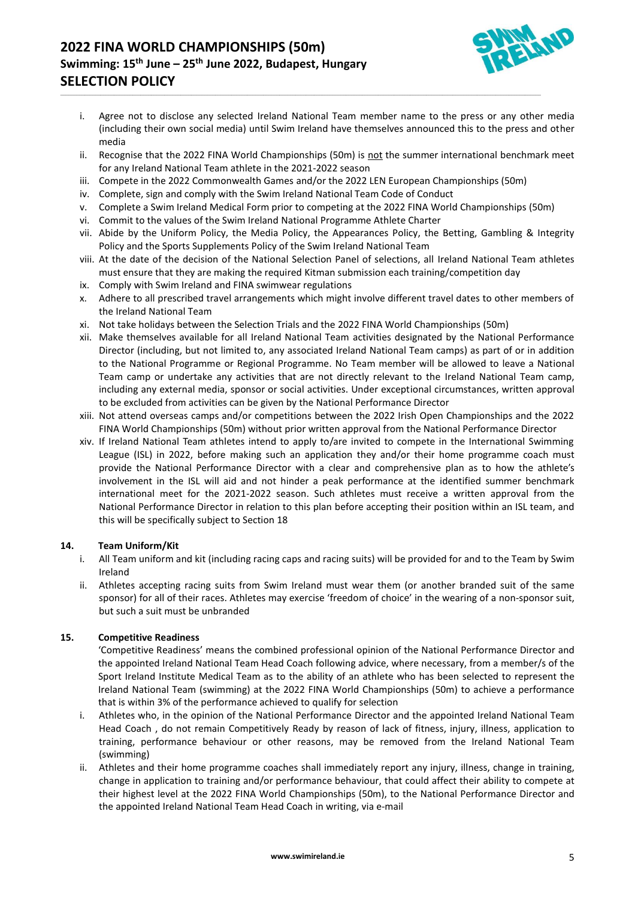i. Agree not to disclose any selected Ireland National Team member name to the press or any other media (including their own social media) until Swim Ireland have themselves announced this to the press and other media
ii. Recognise that the 2022 FINA World Championships (50m) is not the summer international benchmark meet for any Ireland National Team athlete in the 2021-2022 season
iii. Compete in the 2022 Commonwealth Games and/or the 2022 LEN European Championships (50m)
iv. Complete, sign and comply with the Swim Ireland National Team Code of Conduct
v. Complete a Swim Ireland Medical Form prior to competing at the 2022 FINA World Championships (50m)
vi. Commit to the values of the Swim Ireland National Programme Athlete Charter
vii. Abide by the Uniform Policy, the Media Policy, the Appearances Policy, the Betting, Gambling & Integrity Policy and the Sports Supplements Policy of the Swim Ireland National Team
viii. At the date of the decision of the National Selection Panel of selections, all Ireland National Team athletes must ensure that they are making the required Kitman submission each training/competition day
ix. Comply with Swim Ireland and FINA swimwear regulations
x. Adhere to all prescribed travel arrangements which might involve different travel dates to other members of the Ireland National Team
xi. Not take holidays between the Selection Trials and the 2022 FINA World Championships (50m)
xii. Make themselves available for all Ireland National Team activities designated by the National Performance Director (including, but not limited to, any associated Ireland National Team camps) as part of or in addition to the National Programme or Regional Programme. No Team member will be allowed to leave a National Team camp or undertake any activities that are not directly relevant to the Ireland National Team camp, including any external media, sponsor or social activities. Under exceptional circumstances, written approval to be excluded from activities can be given by the National Performance Director
xiii. Not attend overseas camps and/or competitions between the 2022 Irish Open Championships and the 2022 FINA World Championships (50m) without prior written approval from the National Performance Director
xiv. If Ireland National Team athletes intend to apply to/are invited to compete in the International Swimming League (ISL) in 2022, before making such an application they and/or their home programme coach must provide the National Performance Director with a clear and comprehensive plan as to how the athlete's involvement in the ISL will aid and not hinder a peak performance at the identified summer benchmark international meet for the 2021-2022 season. Such athletes must receive a written approval from the National Performance Director in relation to this plan before accepting their position within an ISL team, and this will be specifically subject to Section 18

## 14. Team Uniform/Kit

i. All Team uniform and kit (including racing caps and racing suits) will be provided for and to the Team by Swim Ireland
ii. Athletes accepting racing suits from Swim Ireland must wear them (or another branded suit of the same sponsor) for all of their races. Athletes may exercise 'freedom of choice' in the wearing of a non-sponsor suit, but such a suit must be unbranded

## 15. Competitive Readiness

'Competitive Readiness' means the combined professional opinion of the National Performance Director and the appointed Ireland National Team Head Coach following advice, where necessary, from a member/s of the Sport Ireland Institute Medical Team as to the ability of an athlete who has been selected to represent the Ireland National Team (swimming) at the 2022 FINA World Championships (50m) to achieve a performance that is within 3% of the performance achieved to qualify for selection

i. Athletes who, in the opinion of the National Performance Director and the appointed Ireland National Team Head Coach , do not remain Competitively Ready by reason of lack of fitness, injury, illness, application to training, performance behaviour or other reasons, may be removed from the Ireland National Team (swimming)
ii. Athletes and their home programme coaches shall immediately report any injury, illness, change in training, change in application to training and/or performance behaviour, that could affect their ability to compete at their highest level at the 2022 FINA World Championships (50m), to the National Performance Director and the appointed Ireland National Team Head Coach in writing, via e-mail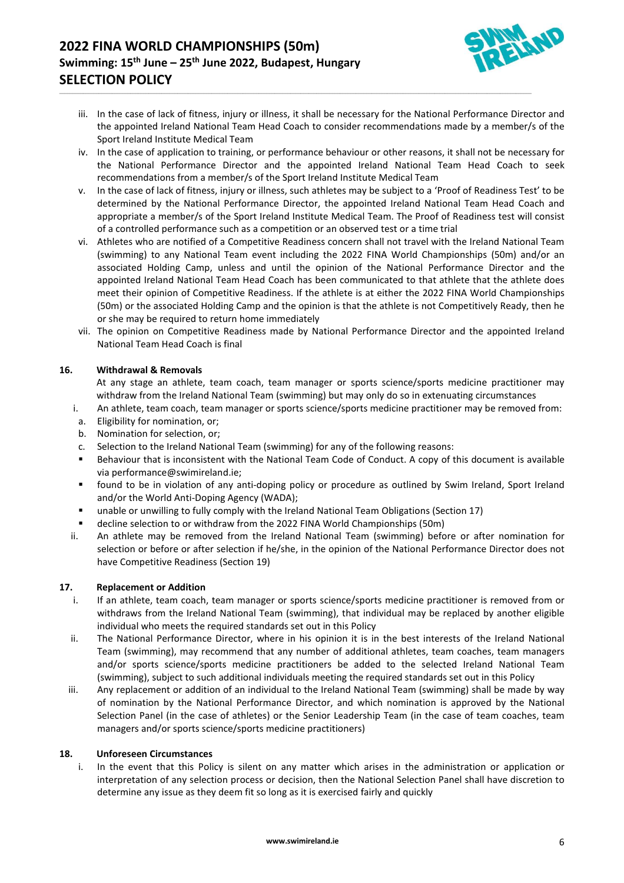iii. In the case of lack of fitness, injury or illness, it shall be necessary for the National Performance Director and the appointed Ireland National Team Head Coach to consider recommendations made by a member/s of the Sport Ireland Institute Medical Team

iv. In the case of application to training, or performance behaviour or other reasons, it shall not be necessary for the National Performance Director and the appointed Ireland National Team Head Coach to seek recommendations from a member/s of the Sport Ireland Institute Medical Team

v. In the case of lack of fitness, injury or illness, such athletes may be subject to a 'Proof of Readiness Test' to be determined by the National Performance Director, the appointed Ireland National Team Head Coach and appropriate a member/s of the Sport Ireland Institute Medical Team. The Proof of Readiness test will consist of a controlled performance such as a competition or an observed test or a time trial

vi. Athletes who are notified of a Competitive Readiness concern shall not travel with the Ireland National Team (swimming) to any National Team event including the 2022 FINA World Championships (50m) and/or an associated Holding Camp, unless and until the opinion of the National Performance Director and the appointed Ireland National Team Head Coach has been communicated to that athlete that the athlete does meet their opinion of Competitive Readiness. If the athlete is at either the 2022 FINA World Championships (50m) or the associated Holding Camp and the opinion is that the athlete is not Competitively Ready, then he or she may be required to return home immediately

vii. The opinion on Competitive Readiness made by National Performance Director and the appointed Ireland National Team Head Coach is final

### 16. Withdrawal & Removals

At any stage an athlete, team coach, team manager or sports science/sports medicine practitioner may withdraw from the Ireland National Team (swimming) but may only do so in extenuating circumstances

i. An athlete, team coach, team manager or sports science/sports medicine practitioner may be removed from:

a. Eligibility for nomination, or;

b. Nomination for selection, or;

c. Selection to the Ireland National Team (swimming) for any of the following reasons:

- Behaviour that is inconsistent with the National Team Code of Conduct. A copy of this document is available via performance@swimireland.ie;
- found to be in violation of any anti-doping policy or procedure as outlined by Swim Ireland, Sport Ireland and/or the World Anti-Doping Agency (WADA);
- unable or unwilling to fully comply with the Ireland National Team Obligations (Section 17)
- decline selection to or withdraw from the 2022 FINA World Championships (50m)

ii. An athlete may be removed from the Ireland National Team (swimming) before or after nomination for selection or before or after selection if he/she, in the opinion of the National Performance Director does not have Competitive Readiness (Section 19)

### 17. Replacement or Addition

i. If an athlete, team coach, team manager or sports science/sports medicine practitioner is removed from or withdraws from the Ireland National Team (swimming), that individual may be replaced by another eligible individual who meets the required standards set out in this Policy

ii. The National Performance Director, where in his opinion it is in the best interests of the Ireland National Team (swimming), may recommend that any number of additional athletes, team coaches, team managers and/or sports science/sports medicine practitioners be added to the selected Ireland National Team (swimming), subject to such additional individuals meeting the required standards set out in this Policy

iii. Any replacement or addition of an individual to the Ireland National Team (swimming) shall be made by way of nomination by the National Performance Director, and which nomination is approved by the National Selection Panel (in the case of athletes) or the Senior Leadership Team (in the case of team coaches, team managers and/or sports science/sports medicine practitioners)

### 18. Unforeseen Circumstances

i. In the event that this Policy is silent on any matter which arises in the administration or application or interpretation of any selection process or decision, then the National Selection Panel shall have discretion to determine any issue as they deem fit so long as it is exercised fairly and quickly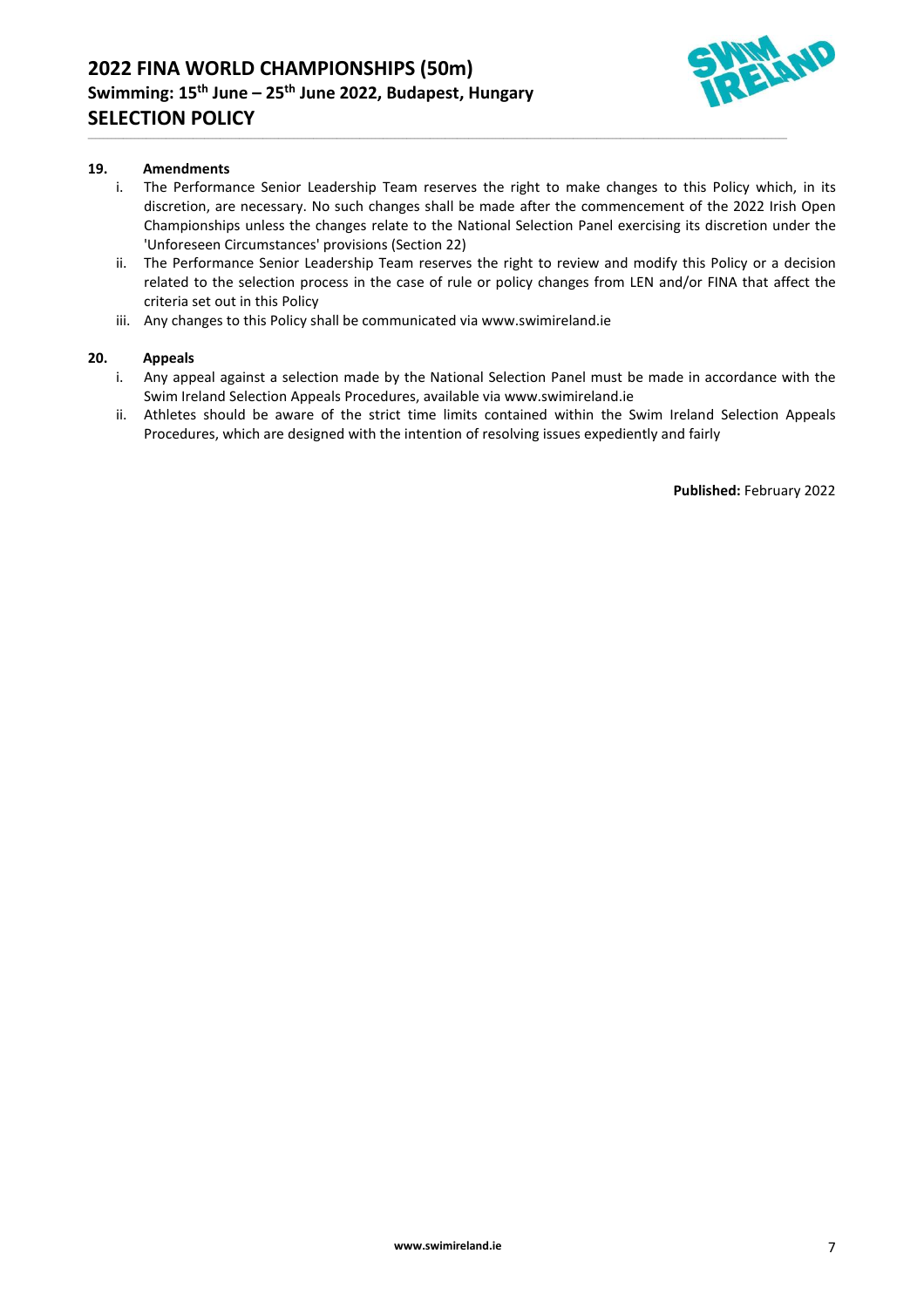**19. Amendments**

i. The Performance Senior Leadership Team reserves the right to make changes to this Policy which, in its discretion, are necessary. No such changes shall be made after the commencement of the 2022 Irish Open Championships unless the changes relate to the National Selection Panel exercising its discretion under the 'Unforeseen Circumstances' provisions (Section 22)

ii. The Performance Senior Leadership Team reserves the right to review and modify this Policy or a decision related to the selection process in the case of rule or policy changes from LEN and/or FINA that affect the criteria set out in this Policy

iii. Any changes to this Policy shall be communicated via www.swimireland.ie

**20. Appeals**

i. Any appeal against a selection made by the National Selection Panel must be made in accordance with the Swim Ireland Selection Appeals Procedures, available via www.swimireland.ie

ii. Athletes should be aware of the strict time limits contained within the Swim Ireland Selection Appeals Procedures, which are designed with the intention of resolving issues expediently and fairly

**Published:** February 2022